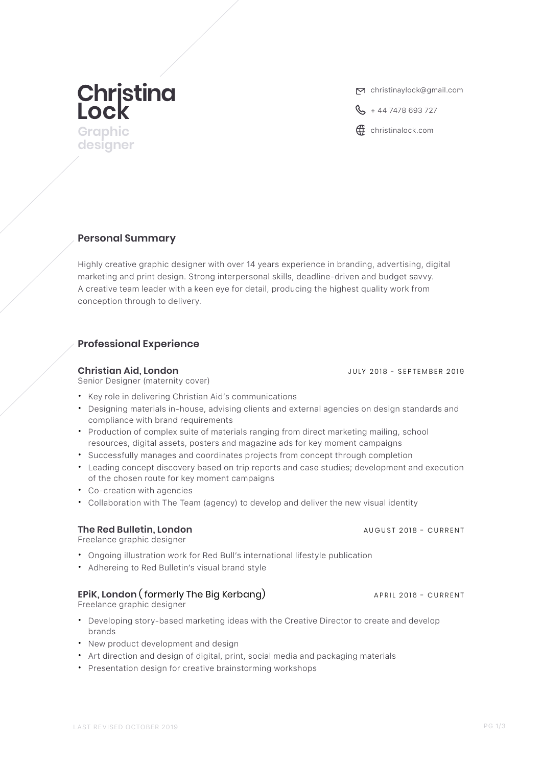# Christina Lock

**Graphic designer**

christinaylock@gmail.com

+ 44 7478 693 727

christinalock.com

## Personal Summary

Highly creative graphic designer with over 14 years experience in branding, advertising, digital marketing and print design. Strong interpersonal skills, deadline-driven and budget savvy. A creative team leader with a keen eye for detail, producing the highest quality work from conception through to delivery.

## Professional Experience

### Christian Aid, London

JULY 2018 - SEPTEMBER 2019

Senior Designer (maternity cover)

- Key role in delivering Christian Aid's communications
- Designing materials in-house, advising clients and external agencies on design standards and compliance with brand requirements
- Production of complex suite of materials ranging from direct marketing mailing, school resources, digital assets, posters and magazine ads for key moment campaigns
- Successfully manages and coordinates projects from concept through completion
- Leading concept discovery based on trip reports and case studies; development and execution of the chosen route for key moment campaigns
- Co-creation with agencies
- Collaboration with The Team (agency) to develop and deliver the new visual identity

### The Red Bulletin, London

AUGUST 2018 - CURRENT

Freelance graphic designer

- Ongoing illustration work for Red Bull's international lifestyle publication
- Adhereing to Red Bulletin's visual brand style

### EPiK, London ( formerly The Big Kerbang)

APRIL 2016 - CURRENT

Freelance graphic designer

- Developing story-based marketing ideas with the Creative Director to create and develop brands
- New product development and design
- Art direction and design of digital, print, social media and packaging materials
- Presentation design for creative brainstorming workshops

LAST REVISED OCTOBER 2019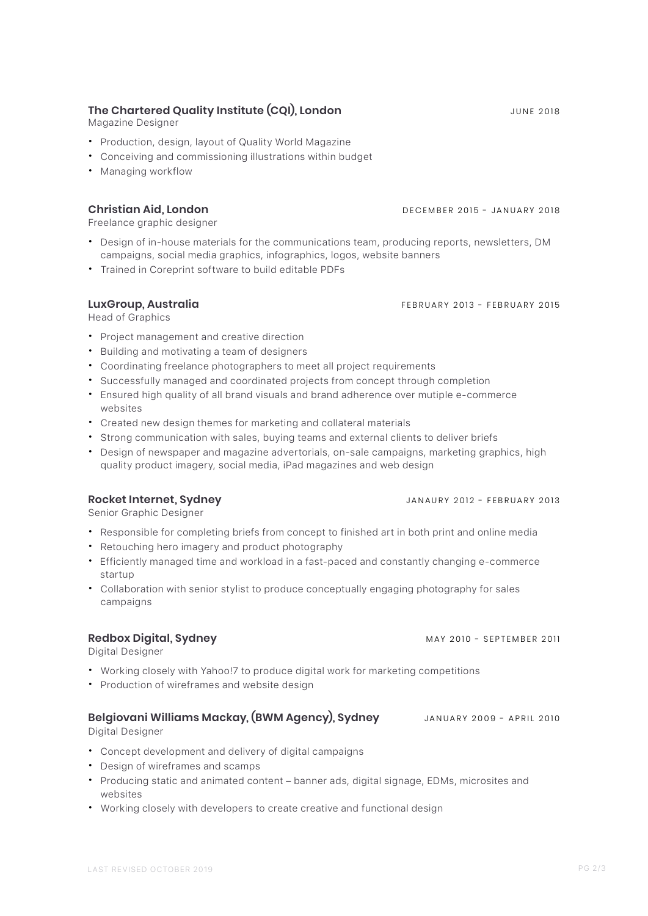### The Chartered Quality Institute (CQI), London
JUNE 2018

Magazine Designer

- Production, design, layout of Quality World Magazine
- Conceiving and commissioning illustrations within budget
- Managing workflow

### Christian Aid, London
DECEMBER 2015 - JANUARY 2018

Freelance graphic designer

- Design of in-house materials for the communications team, producing reports, newsletters, DM campaigns, social media graphics, infographics, logos, website banners
- Trained in Coreprint software to build editable PDFs

### LuxGroup, Australia
FEBRUARY 2013 - FEBRUARY 2015

Head of Graphics

- Project management and creative direction
- Building and motivating a team of designers
- Coordinating freelance photographers to meet all project requirements
- Successfully managed and coordinated projects from concept through completion
- Ensured high quality of all brand visuals and brand adherence over mutiple e-commerce websites
- Created new design themes for marketing and collateral materials
- Strong communication with sales, buying teams and external clients to deliver briefs
- Design of newspaper and magazine advertorials, on-sale campaigns, marketing graphics, high quality product imagery, social media, iPad magazines and web design

### Rocket Internet, Sydney
JANAURY 2012 - FEBRUARY 2013

Senior Graphic Designer

- Responsible for completing briefs from concept to finished art in both print and online media
- Retouching hero imagery and product photography
- Efficiently managed time and workload in a fast-paced and constantly changing e-commerce startup
- Collaboration with senior stylist to produce conceptually engaging photography for sales campaigns

### Redbox Digital, Sydney
MAY 2010 - SEPTEMBER 2011

Digital Designer

- Working closely with Yahoo!7 to produce digital work for marketing competitions
- Production of wireframes and website design

### Belgiovani Williams Mackay, (BWM Agency), Sydney
JANUARY 2009 - APRIL 2010

Digital Designer

- Concept development and delivery of digital campaigns
- Design of wireframes and scamps
- Producing static and animated content – banner ads, digital signage, EDMs, microsites and websites
- Working closely with developers to create creative and functional design

LAST REVISED OCTOBER 2019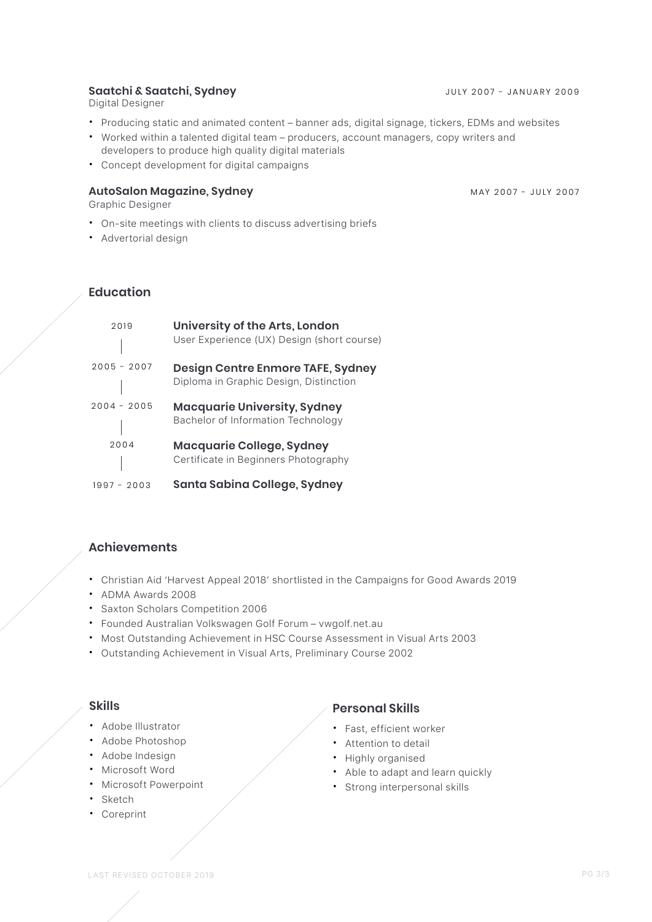**Saatchi & Saatchi, Sydney** JULY 2007 – JANUARY 2009
Digital Designer

- Producing static and animated content – banner ads, digital signage, tickers, EDMs and websites
- Worked within a talented digital team – producers, account managers, copy writers and developers to produce high quality digital materials
- Concept development for digital campaigns

**AutoSalon Magazine, Sydney** MAY 2007 – JULY 2007
Graphic Designer

- On-site meetings with clients to discuss advertising briefs
- Advertorial design

## Education

2019
**University of the Arts, London**
User Experience (UX) Design (short course)

2005 – 2007
**Design Centre Enmore TAFE, Sydney**
Diploma in Graphic Design, Distinction

2004 – 2005
**Macquarie University, Sydney**
Bachelor of Information Technology

2004
**Macquarie College, Sydney**
Certificate in Beginners Photography

1997 – 2003
**Santa Sabina College, Sydney**

## Achievements

- Christian Aid 'Harvest Appeal 2018' shortlisted in the Campaigns for Good Awards 2019
- ADMA Awards 2008
- Saxton Scholars Competition 2006
- Founded Australian Volkswagen Golf Forum – vwgolf.net.au
- Most Outstanding Achievement in HSC Course Assessment in Visual Arts 2003
- Outstanding Achievement in Visual Arts, Preliminary Course 2002

## Skills

- Adobe Illustrator
- Adobe Photoshop
- Adobe Indesign
- Microsoft Word
- Microsoft Powerpoint
- Sketch
- Coreprint

## Personal Skills

- Fast, efficient worker
- Attention to detail
- Highly organised
- Able to adapt and learn quickly
- Strong interpersonal skills

LAST REVISED OCTOBER 2019